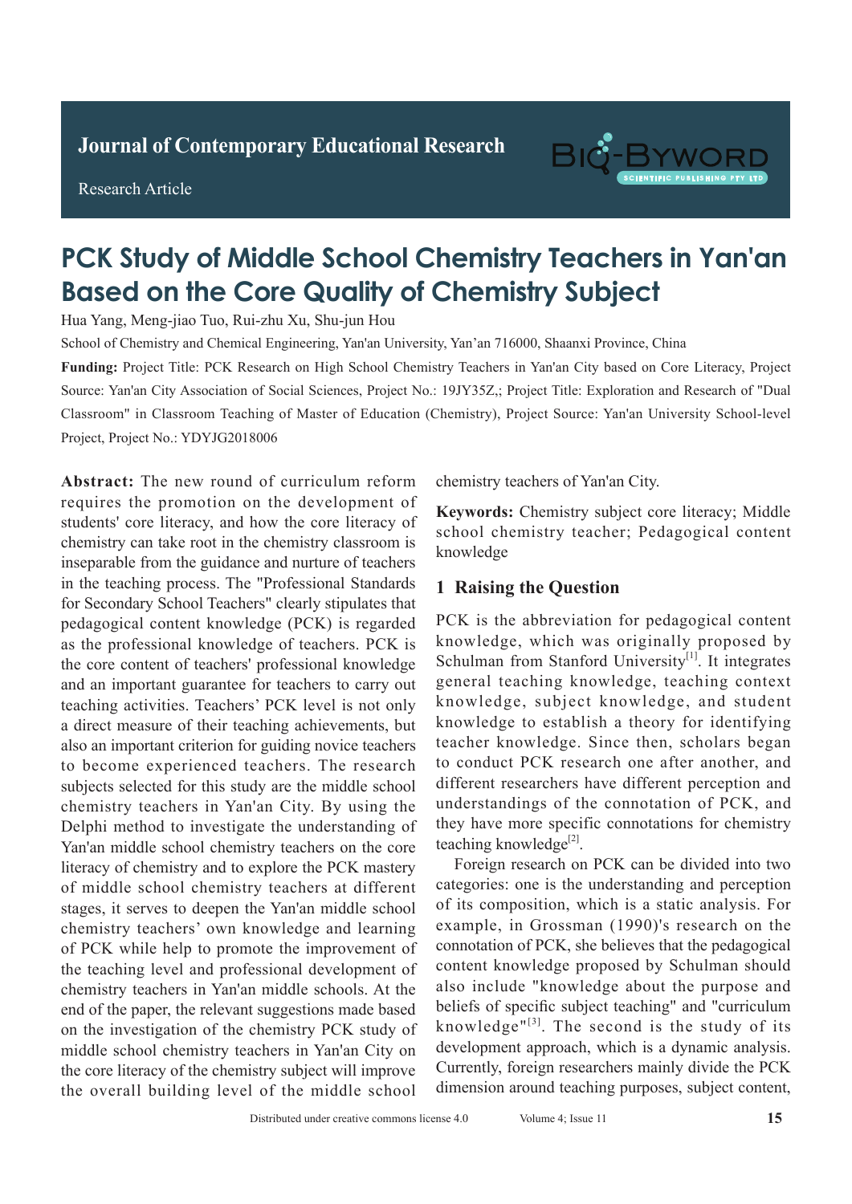Journal of Contemporary Educational Research

Research Article

# PCK Study of Middle School Chemistry Teachers in Yan'an Based on the Core Quality of Chemistry Subject

Hua Yang, Meng-jiao Tuo, Rui-zhu Xu, Shu-jun Hou

School of Chemistry and Chemical Engineering, Yan'an University, Yan'an 716000, Shaanxi Province, China

**Funding:** Project Title: PCK Research on High School Chemistry Teachers in Yan'an City based on Core Literacy, Project Source: Yan'an City Association of Social Sciences, Project No.: 19JY35Z,; Project Title: Exploration and Research of "Dual Classroom" in Classroom Teaching of Master of Education (Chemistry), Project Source: Yan'an University School-level Project, Project No.: YDYJG2018006

**Abstract:** The new round of curriculum reform requires the promotion on the development of students' core literacy, and how the core literacy of chemistry can take root in the chemistry classroom is inseparable from the guidance and nurture of teachers in the teaching process. The "Professional Standards for Secondary School Teachers" clearly stipulates that pedagogical content knowledge (PCK) is regarded as the professional knowledge of teachers. PCK is the core content of teachers' professional knowledge and an important guarantee for teachers to carry out teaching activities. Teachers' PCK level is not only a direct measure of their teaching achievements, but also an important criterion for guiding novice teachers to become experienced teachers. The research subjects selected for this study are the middle school chemistry teachers in Yan'an City. By using the Delphi method to investigate the understanding of Yan'an middle school chemistry teachers on the core literacy of chemistry and to explore the PCK mastery of middle school chemistry teachers at different stages, it serves to deepen the Yan'an middle school chemistry teachers' own knowledge and learning of PCK while help to promote the improvement of the teaching level and professional development of chemistry teachers in Yan'an middle schools. At the end of the paper, the relevant suggestions made based on the investigation of the chemistry PCK study of middle school chemistry teachers in Yan'an City on the core literacy of the chemistry subject will improve the overall building level of the middle school chemistry teachers of Yan'an City.

**Keywords:** Chemistry subject core literacy; Middle school chemistry teacher; Pedagogical content knowledge

## 1 Raising the Question

PCK is the abbreviation for pedagogical content knowledge, which was originally proposed by Schulman from Stanford University[1]. It integrates general teaching knowledge, teaching context knowledge, subject knowledge, and student knowledge to establish a theory for identifying teacher knowledge. Since then, scholars began to conduct PCK research one after another, and different researchers have different perception and understandings of the connotation of PCK, and they have more specific connotations for chemistry teaching knowledge[2].

Foreign research on PCK can be divided into two categories: one is the understanding and perception of its composition, which is a static analysis. For example, in Grossman (1990)'s research on the connotation of PCK, she believes that the pedagogical content knowledge proposed by Schulman should also include "knowledge about the purpose and beliefs of specific subject teaching" and "curriculum knowledge"[3]. The second is the study of its development approach, which is a dynamic analysis. Currently, foreign researchers mainly divide the PCK dimension around teaching purposes, subject content,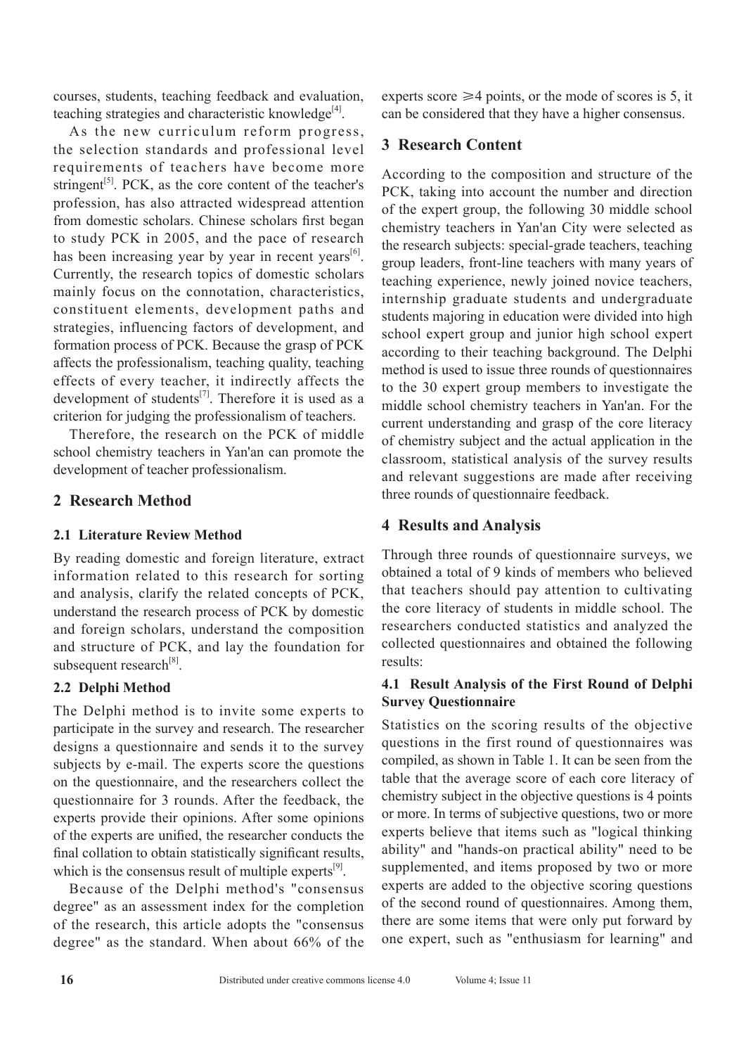courses, students, teaching feedback and evaluation, teaching strategies and characteristic knowledge[4].

As the new curriculum reform progress, the selection standards and professional level requirements of teachers have become more stringent[5]. PCK, as the core content of the teacher's profession, has also attracted widespread attention from domestic scholars. Chinese scholars first began to study PCK in 2005, and the pace of research has been increasing year by year in recent years[6]. Currently, the research topics of domestic scholars mainly focus on the connotation, characteristics, constituent elements, development paths and strategies, influencing factors of development, and formation process of PCK. Because the grasp of PCK affects the professionalism, teaching quality, teaching effects of every teacher, it indirectly affects the development of students[7]. Therefore it is used as a criterion for judging the professionalism of teachers.

Therefore, the research on the PCK of middle school chemistry teachers in Yan'an can promote the development of teacher professionalism.

## 2 Research Method

### 2.1 Literature Review Method

By reading domestic and foreign literature, extract information related to this research for sorting and analysis, clarify the related concepts of PCK, understand the research process of PCK by domestic and foreign scholars, understand the composition and structure of PCK, and lay the foundation for subsequent research[8].

### 2.2 Delphi Method

The Delphi method is to invite some experts to participate in the survey and research. The researcher designs a questionnaire and sends it to the survey subjects by e-mail. The experts score the questions on the questionnaire, and the researchers collect the questionnaire for 3 rounds. After the feedback, the experts provide their opinions. After some opinions of the experts are unified, the researcher conducts the final collation to obtain statistically significant results, which is the consensus result of multiple experts[9].

Because of the Delphi method's "consensus degree" as an assessment index for the completion of the research, this article adopts the "consensus degree" as the standard. When about 66% of the experts score $\geqslant 4$ points, or the mode of scores is 5, it can be considered that they have a higher consensus.

## 3 Research Content

According to the composition and structure of the PCK, taking into account the number and direction of the expert group, the following 30 middle school chemistry teachers in Yan'an City were selected as the research subjects: special-grade teachers, teaching group leaders, front-line teachers with many years of teaching experience, newly joined novice teachers, internship graduate students and undergraduate students majoring in education were divided into high school expert group and junior high school expert according to their teaching background. The Delphi method is used to issue three rounds of questionnaires to the 30 expert group members to investigate the middle school chemistry teachers in Yan'an. For the current understanding and grasp of the core literacy of chemistry subject and the actual application in the classroom, statistical analysis of the survey results and relevant suggestions are made after receiving three rounds of questionnaire feedback.

## 4 Results and Analysis

Through three rounds of questionnaire surveys, we obtained a total of 9 kinds of members who believed that teachers should pay attention to cultivating the core literacy of students in middle school. The researchers conducted statistics and analyzed the collected questionnaires and obtained the following results:

### 4.1 Result Analysis of the First Round of Delphi Survey Questionnaire

Statistics on the scoring results of the objective questions in the first round of questionnaires was compiled, as shown in Table 1. It can be seen from the table that the average score of each core literacy of chemistry subject in the objective questions is 4 points or more. In terms of subjective questions, two or more experts believe that items such as "logical thinking ability" and "hands-on practical ability" need to be supplemented, and items proposed by two or more experts are added to the objective scoring questions of the second round of questionnaires. Among them, there are some items that were only put forward by one expert, such as "enthusiasm for learning" and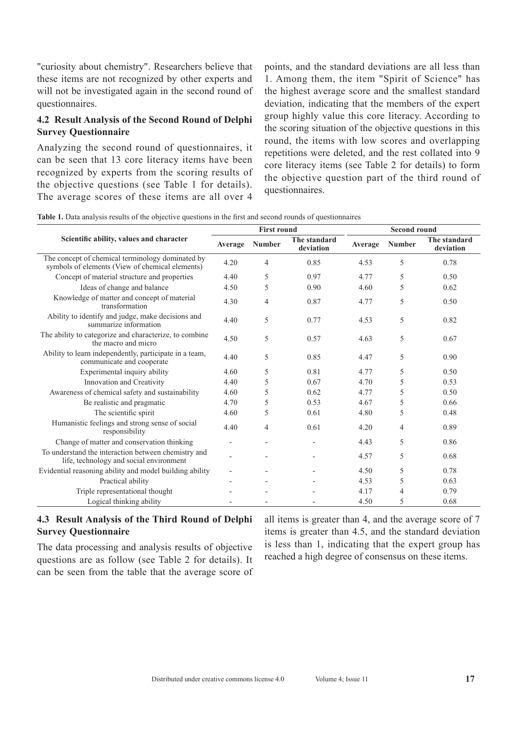"curiosity about chemistry". Researchers believe that these items are not recognized by other experts and will not be investigated again in the second round of questionnaires.

### 4.2 Result Analysis of the Second Round of Delphi Survey Questionnaire

Analyzing the second round of questionnaires, it can be seen that 13 core literacy items have been recognized by experts from the scoring results of the objective questions (see Table 1 for details). The average scores of these items are all over 4 points, and the standard deviations are all less than 1. Among them, the item "Spirit of Science" has the highest average score and the smallest standard deviation, indicating that the members of the expert group highly value this core literacy. According to the scoring situation of the objective questions in this round, the items with low scores and overlapping repetitions were deleted, and the rest collated into 9 core literacy items (see Table 2 for details) to form the objective question part of the third round of questionnaires.

**Table 1.** Data analysis results of the objective questions in the first and second rounds of questionnaires

| Scientific ability, values and character | First round | | | Second round | | |
|---|---|---|---|---|---|---|
| | Average | Number | The standard deviation | Average | Number | The standard deviation |
| The concept of chemical terminology dominated by symbols of elements (View of chemical elements) | 4.20 | 4 | 0.85 | 4.53 | 5 | 0.78 |
| Concept of material structure and properties | 4.40 | 5 | 0.97 | 4.77 | 5 | 0.50 |
| Ideas of change and balance | 4.50 | 5 | 0.90 | 4.60 | 5 | 0.62 |
| Knowledge of matter and concept of material transformation | 4.30 | 4 | 0.87 | 4.77 | 5 | 0.50 |
| Ability to identify and judge, make decisions and summarize information | 4.40 | 5 | 0.77 | 4.53 | 5 | 0.82 |
| The ability to categorize and characterize, to combine the macro and micro | 4.50 | 5 | 0.57 | 4.63 | 5 | 0.67 |
| Ability to learn independently, participate in a team, communicate and cooperate | 4.40 | 5 | 0.85 | 4.47 | 5 | 0.90 |
| Experimental inquiry ability | 4.60 | 5 | 0.81 | 4.77 | 5 | 0.50 |
| Innovation and Creativity | 4.40 | 5 | 0.67 | 4.70 | 5 | 0.53 |
| Awareness of chemical safety and sustainability | 4.60 | 5 | 0.62 | 4.77 | 5 | 0.50 |
| Be realistic and pragmatic | 4.70 | 5 | 0.53 | 4.67 | 5 | 0.66 |
| The scientific spirit | 4.60 | 5 | 0.61 | 4.80 | 5 | 0.48 |
| Humanistic feelings and strong sense of social responsibility | 4.40 | 4 | 0.61 | 4.20 | 4 | 0.89 |
| Change of matter and conservation thinking | - | - | - | 4.43 | 5 | 0.86 |
| To understand the interaction between chemistry and life, technology and social environment | - | - | - | 4.57 | 5 | 0.68 |
| Evidential reasoning ability and model building ability | - | - | - | 4.50 | 5 | 0.78 |
| Practical ability | - | - | - | 4.53 | 5 | 0.63 |
| Triple representational thought | - | - | - | 4.17 | 4 | 0.79 |
| Logical thinking ability | - | - | - | 4.50 | 5 | 0.68 |

### 4.3 Result Analysis of the Third Round of Delphi Survey Questionnaire

The data processing and analysis results of objective questions are as follow (see Table 2 for details). It can be seen from the table that the average score of all items is greater than 4, and the average score of 7 items is greater than 4.5, and the standard deviation is less than 1, indicating that the expert group has reached a high degree of consensus on these items.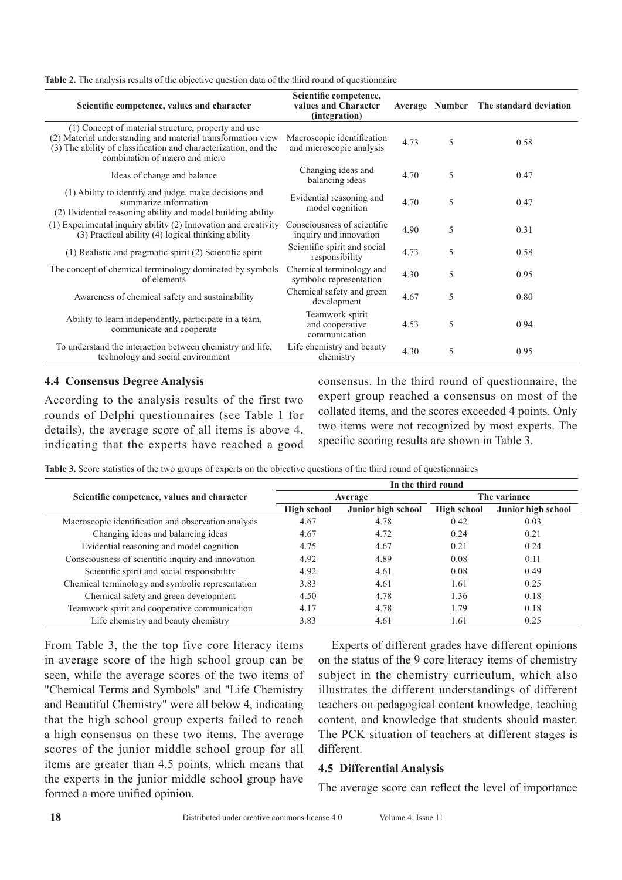**Table 2.** The analysis results of the objective question data of the third round of questionnaire

| Scientific competence, values and character | Scientific competence, values and Character (integration) | Average | Number | The standard deviation |
|---|---|---|---|---|
| (1) Concept of material structure, property and use (2) Material understanding and material transformation view (3) The ability of classification and characterization, and the combination of macro and micro | Macroscopic identification and microscopic analysis | 4.73 | 5 | 0.58 |
| Ideas of change and balance | Changing ideas and balancing ideas | 4.70 | 5 | 0.47 |
| (1) Ability to identify and judge, make decisions and summarize information (2) Evidential reasoning ability and model building ability | Evidential reasoning and model cognition | 4.70 | 5 | 0.47 |
| (1) Experimental inquiry ability (2) Innovation and creativity (3) Practical ability (4) logical thinking ability | Consciousness of scientific inquiry and innovation | 4.90 | 5 | 0.31 |
| (1) Realistic and pragmatic spirit (2) Scientific spirit | Scientific spirit and social responsibility | 4.73 | 5 | 0.58 |
| The concept of chemical terminology dominated by symbols of elements | Chemical terminology and symbolic representation | 4.30 | 5 | 0.95 |
| Awareness of chemical safety and sustainability | Chemical safety and green development | 4.67 | 5 | 0.80 |
| Ability to learn independently, participate in a team, communicate and cooperate | Teamwork spirit and cooperative communication | 4.53 | 5 | 0.94 |
| To understand the interaction between chemistry and life, technology and social environment | Life chemistry and beauty chemistry | 4.30 | 5 | 0.95 |

### 4.4 Consensus Degree Analysis

According to the analysis results of the first two rounds of Delphi questionnaires (see Table 1 for details), the average score of all items is above 4, indicating that the experts have reached a good consensus. In the third round of questionnaire, the expert group reached a consensus on most of the collated items, and the scores exceeded 4 points. Only two items were not recognized by most experts. The specific scoring results are shown in Table 3.

**Table 3.** Score statistics of the two groups of experts on the objective questions of the third round of questionnaires

| Scientific competence, values and character | In the third round | | | |
|---|---|---|---|---|
| | Average | | The variance | |
| | High school | Junior high school | High school | Junior high school |
| Macroscopic identification and observation analysis | 4.67 | 4.78 | 0.42 | 0.03 |
| Changing ideas and balancing ideas | 4.67 | 4.72 | 0.24 | 0.21 |
| Evidential reasoning and model cognition | 4.75 | 4.67 | 0.21 | 0.24 |
| Consciousness of scientific inquiry and innovation | 4.92 | 4.89 | 0.08 | 0.11 |
| Scientific spirit and social responsibility | 4.92 | 4.61 | 0.08 | 0.49 |
| Chemical terminology and symbolic representation | 3.83 | 4.61 | 1.61 | 0.25 |
| Chemical safety and green development | 4.50 | 4.78 | 1.36 | 0.18 |
| Teamwork spirit and cooperative communication | 4.17 | 4.78 | 1.79 | 0.18 |
| Life chemistry and beauty chemistry | 3.83 | 4.61 | 1.61 | 0.25 |

From Table 3, the the top five core literacy items in average score of the high school group can be seen, while the average scores of the two items of "Chemical Terms and Symbols" and "Life Chemistry and Beautiful Chemistry" were all below 4, indicating that the high school group experts failed to reach a high consensus on these two items. The average scores of the junior middle school group for all items are greater than 4.5 points, which means that the experts in the junior middle school group have formed a more unified opinion.

Experts of different grades have different opinions on the status of the 9 core literacy items of chemistry subject in the chemistry curriculum, which also illustrates the different understandings of different teachers on pedagogical content knowledge, teaching content, and knowledge that students should master. The PCK situation of teachers at different stages is different.

### 4.5 Differential Analysis

The average score can reflect the level of importance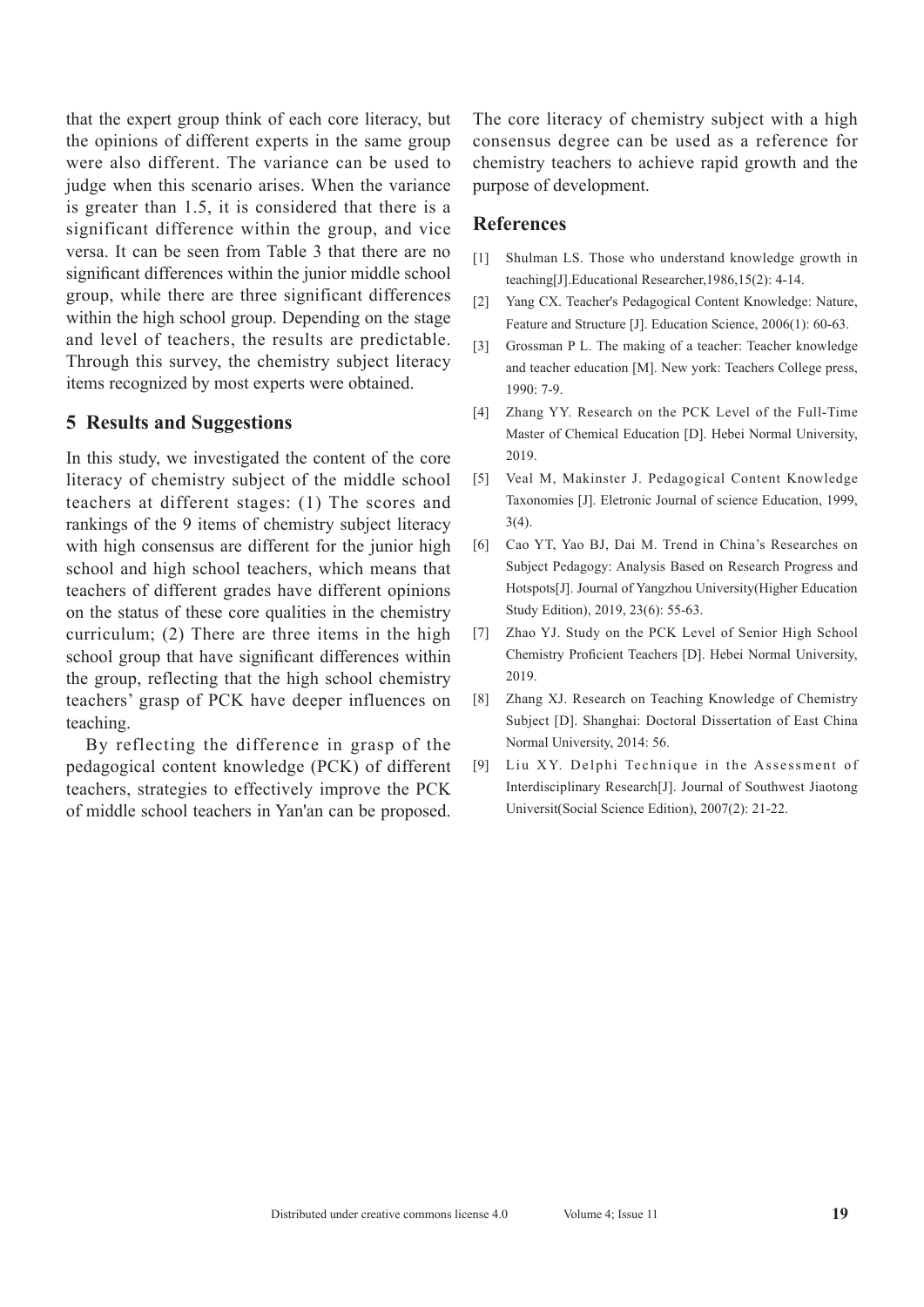that the expert group think of each core literacy, but the opinions of different experts in the same group were also different. The variance can be used to judge when this scenario arises. When the variance is greater than 1.5, it is considered that there is a significant difference within the group, and vice versa. It can be seen from Table 3 that there are no significant differences within the junior middle school group, while there are three significant differences within the high school group. Depending on the stage and level of teachers, the results are predictable. Through this survey, the chemistry subject literacy items recognized by most experts were obtained.

## 5 Results and Suggestions

In this study, we investigated the content of the core literacy of chemistry subject of the middle school teachers at different stages: (1) The scores and rankings of the 9 items of chemistry subject literacy with high consensus are different for the junior high school and high school teachers, which means that teachers of different grades have different opinions on the status of these core qualities in the chemistry curriculum; (2) There are three items in the high school group that have significant differences within the group, reflecting that the high school chemistry teachers' grasp of PCK have deeper influences on teaching.

By reflecting the difference in grasp of the pedagogical content knowledge (PCK) of different teachers, strategies to effectively improve the PCK of middle school teachers in Yan'an can be proposed. The core literacy of chemistry subject with a high consensus degree can be used as a reference for chemistry teachers to achieve rapid growth and the purpose of development.

## References

[1] Shulman LS. Those who understand knowledge growth in teaching[J].Educational Researcher,1986,15(2): 4-14.

[2] Yang CX. Teacher's Pedagogical Content Knowledge: Nature, Feature and Structure [J]. Education Science, 2006(1): 60-63.

[3] Grossman P L. The making of a teacher: Teacher knowledge and teacher education [M]. New york: Teachers College press, 1990: 7-9.

[4] Zhang YY. Research on the PCK Level of the Full-Time Master of Chemical Education [D]. Hebei Normal University, 2019.

[5] Veal M, Makinster J. Pedagogical Content Knowledge Taxonomies [J]. Eletronic Journal of science Education, 1999, 3(4).

[6] Cao YT, Yao BJ, Dai M. Trend in China's Researches on Subject Pedagogy: Analysis Based on Research Progress and Hotspots[J]. Journal of Yangzhou University(Higher Education Study Edition), 2019, 23(6): 55-63.

[7] Zhao YJ. Study on the PCK Level of Senior High School Chemistry Proficient Teachers [D]. Hebei Normal University, 2019.

[8] Zhang XJ. Research on Teaching Knowledge of Chemistry Subject [D]. Shanghai: Doctoral Dissertation of East China Normal University, 2014: 56.

[9] Liu XY. Delphi Technique in the Assessment of Interdisciplinary Research[J]. Journal of Southwest Jiaotong Universit(Social Science Edition), 2007(2): 21-22.